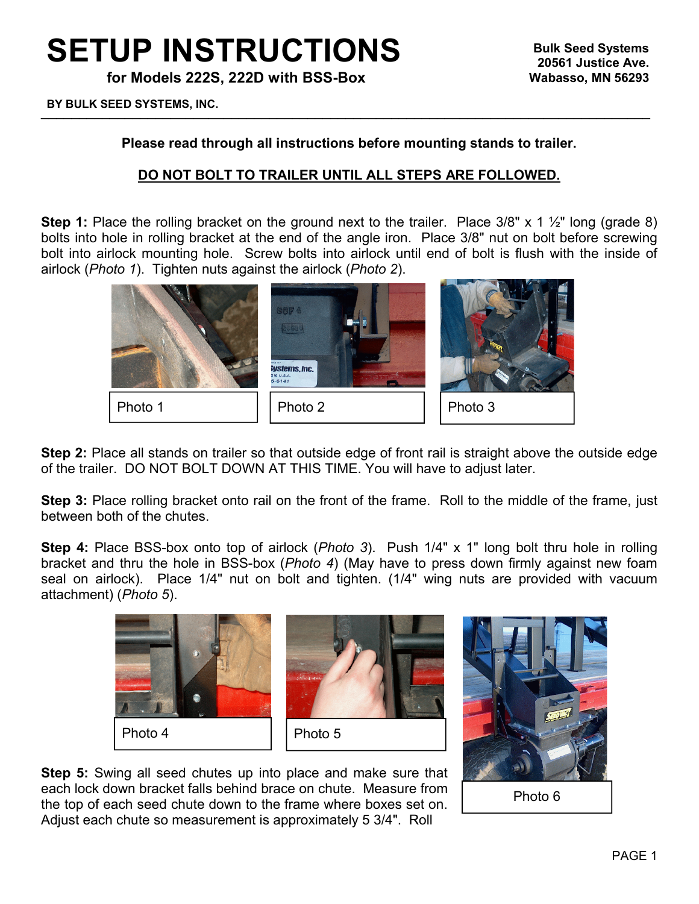# SETUP INSTRUCTIONS

**for Models 222S, 222D with BSS-Box**

**Bulk Seed Systems**
**20561 Justice Ave.**
**Wabasso, MN 56293**

**BY BULK SEED SYSTEMS, INC.**

---

**Please read through all instructions before mounting stands to trailer.**

**<u>DO NOT BOLT TO TRAILER UNTIL ALL STEPS ARE FOLLOWED.</u>**

**Step 1:** Place the rolling bracket on the ground next to the trailer. Place 3/8" x 1 ½" long (grade 8) bolts into hole in rolling bracket at the end of the angle iron. Place 3/8" nut on bolt before screwing bolt into airlock mounting hole. Screw bolts into airlock until end of bolt is flush with the inside of airlock (*Photo 1*). Tighten nuts against the airlock (*Photo 2*).

Photo 1

Photo 2

Photo 3

**Step 2:** Place all stands on trailer so that outside edge of front rail is straight above the outside edge of the trailer. DO NOT BOLT DOWN AT THIS TIME. You will have to adjust later.

**Step 3:** Place rolling bracket onto rail on the front of the frame. Roll to the middle of the frame, just between both of the chutes.

**Step 4:** Place BSS-box onto top of airlock (*Photo 3*). Push 1/4" x 1" long bolt thru hole in rolling bracket and thru the hole in BSS-box (*Photo 4*) (May have to press down firmly against new foam seal on airlock). Place 1/4" nut on bolt and tighten. (1/4" wing nuts are provided with vacuum attachment) (*Photo 5*).

Photo 4

Photo 5

Photo 6

**Step 5:** Swing all seed chutes up into place and make sure that each lock down bracket falls behind brace on chute. Measure from the top of each seed chute down to the frame where boxes set on. Adjust each chute so measurement is approximately 5 3/4". Roll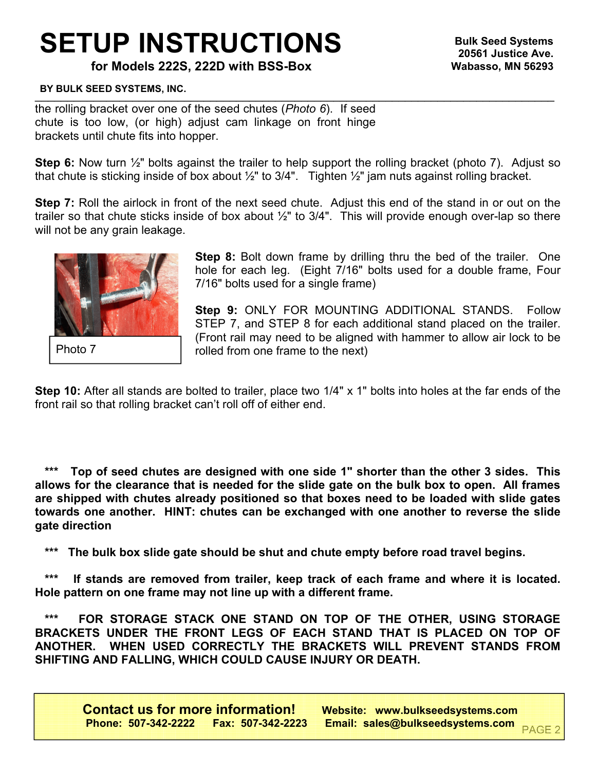# SETUP INSTRUCTIONS

**for Models 222S, 222D with BSS-Box**

**Bulk Seed Systems**
**20561 Justice Ave.**
**Wabasso, MN 56293**

**BY BULK SEED SYSTEMS, INC.**

the rolling bracket over one of the seed chutes (*Photo 6*). If seed chute is too low, (or high) adjust cam linkage on front hinge brackets until chute fits into hopper.

**Step 6:** Now turn ½" bolts against the trailer to help support the rolling bracket (photo 7). Adjust so that chute is sticking inside of box about ½" to 3/4". Tighten ½" jam nuts against rolling bracket.

**Step 7:** Roll the airlock in front of the next seed chute. Adjust this end of the stand in or out on the trailer so that chute sticks inside of box about ½" to 3/4". This will provide enough over-lap so there will not be any grain leakage.

Photo 7

**Step 8:** Bolt down frame by drilling thru the bed of the trailer. One hole for each leg. (Eight 7/16" bolts used for a double frame, Four 7/16" bolts used for a single frame)

**Step 9:** ONLY FOR MOUNTING ADDITIONAL STANDS. Follow STEP 7, and STEP 8 for each additional stand placed on the trailer. (Front rail may need to be aligned with hammer to allow air lock to be rolled from one frame to the next)

**Step 10:** After all stands are bolted to trailer, place two 1/4" x 1" bolts into holes at the far ends of the front rail so that rolling bracket can't roll off of either end.

**\*\*\* Top of seed chutes are designed with one side 1" shorter than the other 3 sides. This allows for the clearance that is needed for the slide gate on the bulk box to open. All frames are shipped with chutes already positioned so that boxes need to be loaded with slide gates towards one another. HINT: chutes can be exchanged with one another to reverse the slide gate direction**

**\*\*\* The bulk box slide gate should be shut and chute empty before road travel begins.**

**\*\*\* If stands are removed from trailer, keep track of each frame and where it is located. Hole pattern on one frame may not line up with a different frame.**

**\*\*\* FOR STORAGE STACK ONE STAND ON TOP OF THE OTHER, USING STORAGE BRACKETS UNDER THE FRONT LEGS OF EACH STAND THAT IS PLACED ON TOP OF ANOTHER. WHEN USED CORRECTLY THE BRACKETS WILL PREVENT STANDS FROM SHIFTING AND FALLING, WHICH COULD CAUSE INJURY OR DEATH.**

**Contact us for more information!** **Website: www.bulkseedsystems.com**
**Phone: 507-342-2222** **Fax: 507-342-2223** **Email: sales@bulkseedsystems.com**